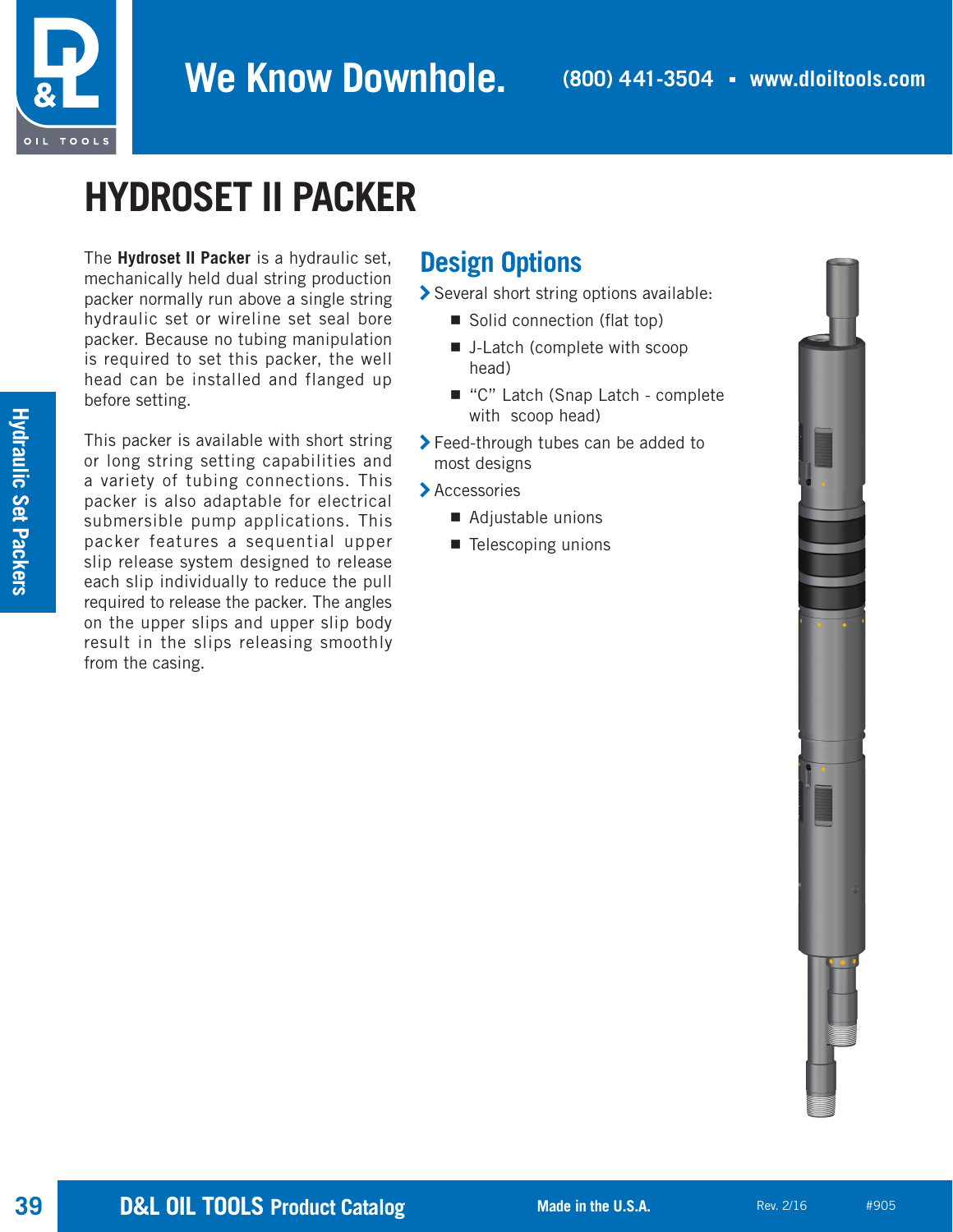# HYDROSET II PACKER

The **Hydroset II Packer** is a hydraulic set, mechanically held dual string production packer normally run above a single string hydraulic set or wireline set seal bore packer. Because no tubing manipulation is required to set this packer, the well head can be installed and flanged up before setting.

This packer is available with short string or long string setting capabilities and a variety of tubing connections. This packer is also adaptable for electrical submersible pump applications. This packer features a sequential upper slip release system designed to release each slip individually to reduce the pull required to release the packer. The angles on the upper slips and upper slip body result in the slips releasing smoothly from the casing.

## Design Options

- Several short string options available:
  - Solid connection (flat top)
  - J-Latch (complete with scoop head)
  - "C" Latch (Snap Latch - complete with scoop head)
- Feed-through tubes can be added to most designs
- Accessories
  - Adjustable unions
  - Telescoping unions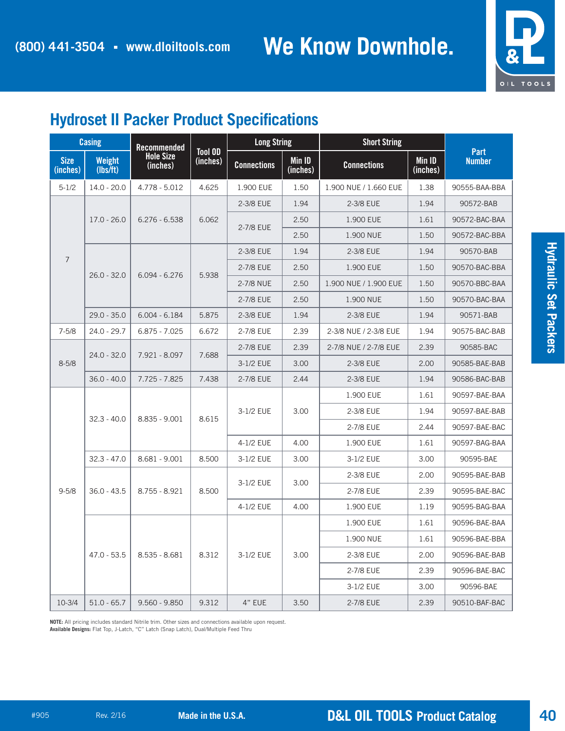## Hydroset II Packer Product Specifications

| Casing | | Recommended Hole Size (inches) | Tool OD (inches) | Long String | | Short String | | Part Number |
|---|---|---|---|---|---|---|---|---|
| Size (inches) | Weight (lbs/ft) | | | Connections | Min ID (inches) | Connections | Min ID (inches) | |
| 5-1/2 | 14.0 - 20.0 | 4.778 - 5.012 | 4.625 | 1.900 EUE | 1.50 | 1.900 NUE / 1.660 EUE | 1.38 | 90555-BAA-BBA |
| 7 | 17.0 - 26.0 | 6.276 - 6.538 | 6.062 | 2-3/8 EUE | 1.94 | 2-3/8 EUE | 1.94 | 90572-BAB |
| | | | | 2-7/8 EUE | 2.50 | 1.900 EUE | 1.61 | 90572-BAC-BAA |
| | | | | | 2.50 | 1.900 NUE | 1.50 | 90572-BAC-BBA |
| | 26.0 - 32.0 | 6.094 - 6.276 | 5.938 | 2-3/8 EUE | 1.94 | 2-3/8 EUE | 1.94 | 90570-BAB |
| | | | | 2-7/8 EUE | 2.50 | 1.900 EUE | 1.50 | 90570-BAC-BBA |
| | | | | 2-7/8 NUE | 2.50 | 1.900 NUE / 1.900 EUE | 1.50 | 90570-BBC-BAA |
| | | | | 2-7/8 EUE | 2.50 | 1.900 NUE | 1.50 | 90570-BAC-BAA |
| | 29.0 - 35.0 | 6.004 - 6.184 | 5.875 | 2-3/8 EUE | 1.94 | 2-3/8 EUE | 1.94 | 90571-BAB |
| 7-5/8 | 24.0 - 29.7 | 6.875 - 7.025 | 6.672 | 2-7/8 EUE | 2.39 | 2-3/8 NUE / 2-3/8 EUE | 1.94 | 90575-BAC-BAB |
| 8-5/8 | 24.0 - 32.0 | 7.921 - 8.097 | 7.688 | 2-7/8 EUE | 2.39 | 2-7/8 NUE / 2-7/8 EUE | 2.39 | 90585-BAC |
| | | | | 3-1/2 EUE | 3.00 | 2-3/8 EUE | 2.00 | 90585-BAE-BAB |
| | 36.0 - 40.0 | 7.725 - 7.825 | 7.438 | 2-7/8 EUE | 2.44 | 2-3/8 EUE | 1.94 | 90586-BAC-BAB |
| 9-5/8 | 32.3 - 40.0 | 8.835 - 9.001 | 8.615 | 3-1/2 EUE | 3.00 | 1.900 EUE | 1.61 | 90597-BAE-BAA |
| | | | | | | 2-3/8 EUE | 1.94 | 90597-BAE-BAB |
| | | | | | | 2-7/8 EUE | 2.44 | 90597-BAE-BAC |
| | | | | 4-1/2 EUE | 4.00 | 1.900 EUE | 1.61 | 90597-BAG-BAA |
| | 32.3 - 47.0 | 8.681 - 9.001 | 8.500 | 3-1/2 EUE | 3.00 | 3-1/2 EUE | 3.00 | 90595-BAE |
| | 36.0 - 43.5 | 8.755 - 8.921 | 8.500 | 3-1/2 EUE | 3.00 | 2-3/8 EUE | 2.00 | 90595-BAE-BAB |
| | | | | | | 2-7/8 EUE | 2.39 | 90595-BAE-BAC |
| | | | | 4-1/2 EUE | 4.00 | 1.900 EUE | 1.19 | 90595-BAG-BAA |
| | 47.0 - 53.5 | 8.535 - 8.681 | 8.312 | 3-1/2 EUE | 3.00 | 1.900 EUE | 1.61 | 90596-BAE-BAA |
| | | | | | | 1.900 NUE | 1.61 | 90596-BAE-BBA |
| | | | | | | 2-3/8 EUE | 2.00 | 90596-BAE-BAB |
| | | | | | | 2-7/8 EUE | 2.39 | 90596-BAE-BAC |
| | | | | | | 3-1/2 EUE | 3.00 | 90596-BAE |
| 10-3/4 | 51.0 - 65.7 | 9.560 - 9.850 | 9.312 | 4" EUE | 3.50 | 2-7/8 EUE | 2.39 | 90510-BAF-BAC |

**NOTE:** All pricing includes standard Nitrile trim. Other sizes and connections available upon request.
**Available Designs:** Flat Top, J-Latch, "C" Latch (Snap Latch), Dual/Multiple Feed Thru